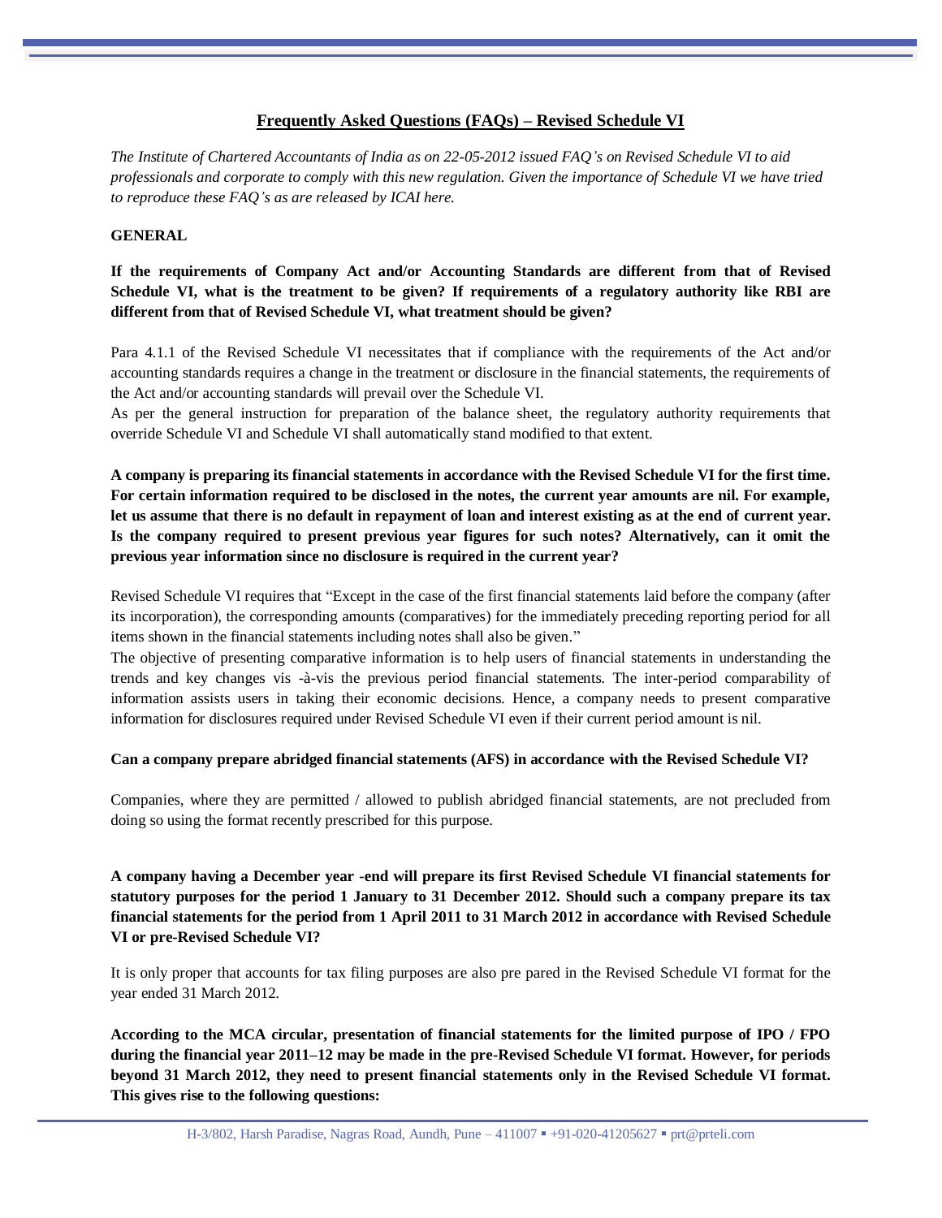# Frequently Asked Questions (FAQs) – Revised Schedule VI

*The Institute of Chartered Accountants of India as on 22-05-2012 issued FAQ's on Revised Schedule VI to aid professionals and corporate to comply with this new regulation. Given the importance of Schedule VI we have tried to reproduce these FAQ's as are released by ICAI here.*

## GENERAL

**If the requirements of Company Act and/or Accounting Standards are different from that of Revised Schedule VI, what is the treatment to be given? If requirements of a regulatory authority like RBI are different from that of Revised Schedule VI, what treatment should be given?**

Para 4.1.1 of the Revised Schedule VI necessitates that if compliance with the requirements of the Act and/or accounting standards requires a change in the treatment or disclosure in the financial statements, the requirements of the Act and/or accounting standards will prevail over the Schedule VI.

As per the general instruction for preparation of the balance sheet, the regulatory authority requirements that override Schedule VI and Schedule VI shall automatically stand modified to that extent.

**A company is preparing its financial statements in accordance with the Revised Schedule VI for the first time. For certain information required to be disclosed in the notes, the current year amounts are nil. For example, let us assume that there is no default in repayment of loan and interest existing as at the end of current year. Is the company required to present previous year figures for such notes? Alternatively, can it omit the previous year information since no disclosure is required in the current year?**

Revised Schedule VI requires that "Except in the case of the first financial statements laid before the company (after its incorporation), the corresponding amounts (comparatives) for the immediately preceding reporting period for all items shown in the financial statements including notes shall also be given."

The objective of presenting comparative information is to help users of financial statements in understanding the trends and key changes vis -à-vis the previous period financial statements. The inter-period comparability of information assists users in taking their economic decisions. Hence, a company needs to present comparative information for disclosures required under Revised Schedule VI even if their current period amount is nil.

**Can a company prepare abridged financial statements (AFS) in accordance with the Revised Schedule VI?**

Companies, where they are permitted / allowed to publish abridged financial statements, are not precluded from doing so using the format recently prescribed for this purpose.

**A company having a December year -end will prepare its first Revised Schedule VI financial statements for statutory purposes for the period 1 January to 31 December 2012. Should such a company prepare its tax financial statements for the period from 1 April 2011 to 31 March 2012 in accordance with Revised Schedule VI or pre-Revised Schedule VI?**

It is only proper that accounts for tax filing purposes are also pre pared in the Revised Schedule VI format for the year ended 31 March 2012.

**According to the MCA circular, presentation of financial statements for the limited purpose of IPO / FPO during the financial year 2011–12 may be made in the pre-Revised Schedule VI format. However, for periods beyond 31 March 2012, they need to present financial statements only in the Revised Schedule VI format. This gives rise to the following questions:**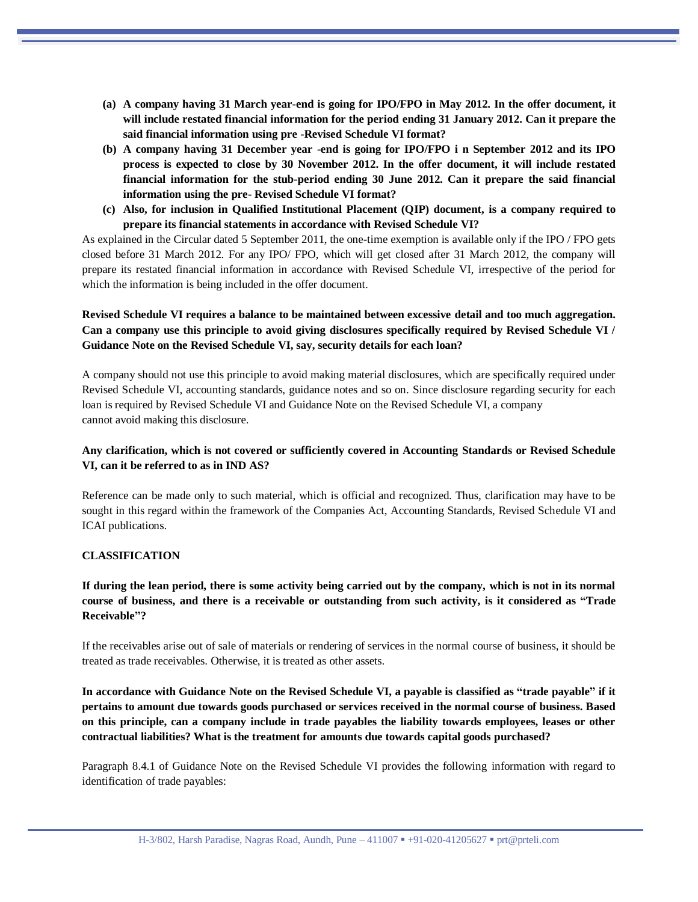**(a) A company having 31 March year-end is going for IPO/FPO in May 2012. In the offer document, it will include restated financial information for the period ending 31 January 2012. Can it prepare the said financial information using pre -Revised Schedule VI format?**

**(b) A company having 31 December year -end is going for IPO/FPO i n September 2012 and its IPO process is expected to close by 30 November 2012. In the offer document, it will include restated financial information for the stub-period ending 30 June 2012. Can it prepare the said financial information using the pre- Revised Schedule VI format?**

**(c) Also, for inclusion in Qualified Institutional Placement (QIP) document, is a company required to prepare its financial statements in accordance with Revised Schedule VI?**

As explained in the Circular dated 5 September 2011, the one-time exemption is available only if the IPO / FPO gets closed before 31 March 2012. For any IPO/ FPO, which will get closed after 31 March 2012, the company will prepare its restated financial information in accordance with Revised Schedule VI, irrespective of the period for which the information is being included in the offer document.

**Revised Schedule VI requires a balance to be maintained between excessive detail and too much aggregation. Can a company use this principle to avoid giving disclosures specifically required by Revised Schedule VI / Guidance Note on the Revised Schedule VI, say, security details for each loan?**

A company should not use this principle to avoid making material disclosures, which are specifically required under Revised Schedule VI, accounting standards, guidance notes and so on. Since disclosure regarding security for each loan is required by Revised Schedule VI and Guidance Note on the Revised Schedule VI, a company cannot avoid making this disclosure.

**Any clarification, which is not covered or sufficiently covered in Accounting Standards or Revised Schedule VI, can it be referred to as in IND AS?**

Reference can be made only to such material, which is official and recognized. Thus, clarification may have to be sought in this regard within the framework of the Companies Act, Accounting Standards, Revised Schedule VI and ICAI publications.

**CLASSIFICATION**

**If during the lean period, there is some activity being carried out by the company, which is not in its normal course of business, and there is a receivable or outstanding from such activity, is it considered as "Trade Receivable"?**

If the receivables arise out of sale of materials or rendering of services in the normal course of business, it should be treated as trade receivables. Otherwise, it is treated as other assets.

**In accordance with Guidance Note on the Revised Schedule VI, a payable is classified as "trade payable" if it pertains to amount due towards goods purchased or services received in the normal course of business. Based on this principle, can a company include in trade payables the liability towards employees, leases or other contractual liabilities? What is the treatment for amounts due towards capital goods purchased?**

Paragraph 8.4.1 of Guidance Note on the Revised Schedule VI provides the following information with regard to identification of trade payables: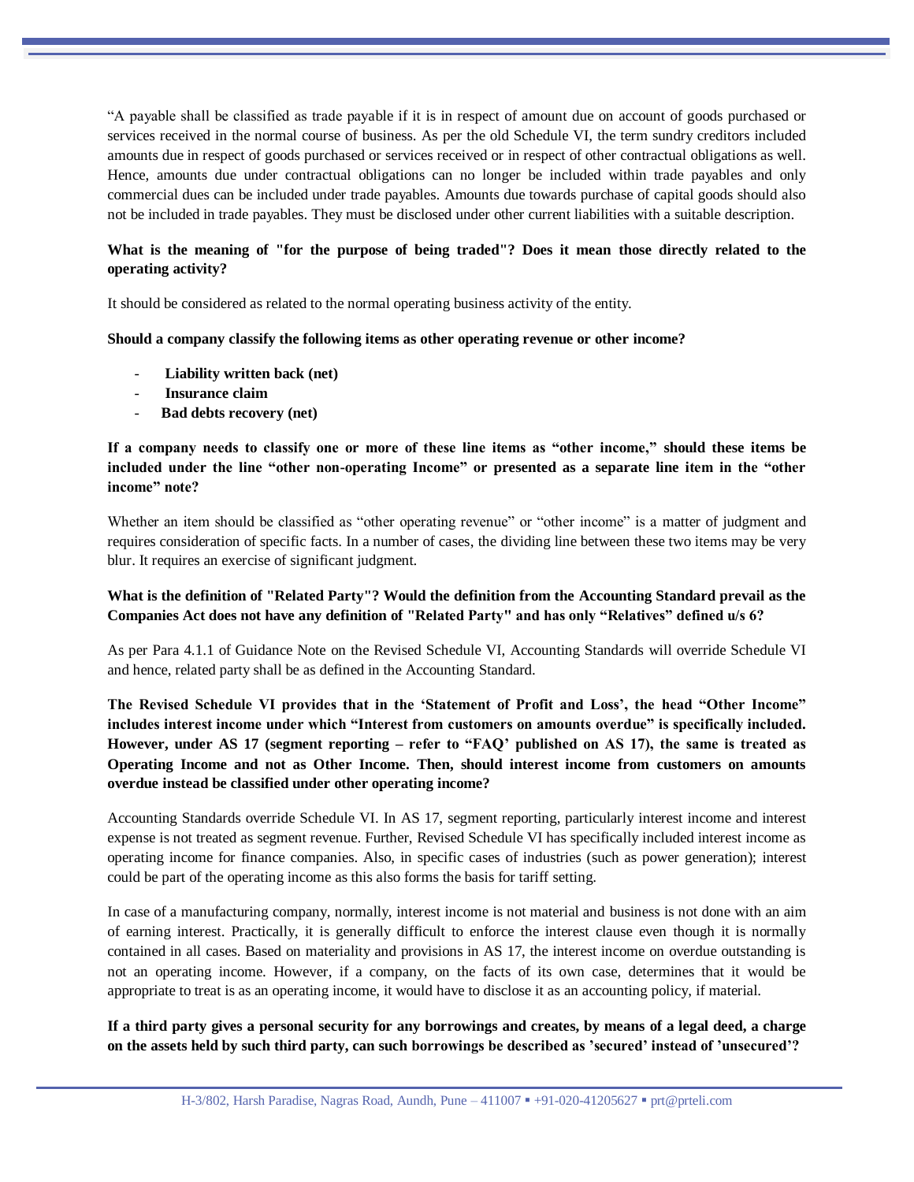"A payable shall be classified as trade payable if it is in respect of amount due on account of goods purchased or services received in the normal course of business. As per the old Schedule VI, the term sundry creditors included amounts due in respect of goods purchased or services received or in respect of other contractual obligations as well. Hence, amounts due under contractual obligations can no longer be included within trade payables and only commercial dues can be included under trade payables. Amounts due towards purchase of capital goods should also not be included in trade payables. They must be disclosed under other current liabilities with a suitable description.

**What is the meaning of "for the purpose of being traded"? Does it mean those directly related to the operating activity?**

It should be considered as related to the normal operating business activity of the entity.

**Should a company classify the following items as other operating revenue or other income?**

- **Liability written back (net)**
- **Insurance claim**
- **Bad debts recovery (net)**

**If a company needs to classify one or more of these line items as "other income," should these items be included under the line "other non-operating Income" or presented as a separate line item in the "other income" note?**

Whether an item should be classified as "other operating revenue" or "other income" is a matter of judgment and requires consideration of specific facts. In a number of cases, the dividing line between these two items may be very blur. It requires an exercise of significant judgment.

**What is the definition of "Related Party"? Would the definition from the Accounting Standard prevail as the Companies Act does not have any definition of "Related Party" and has only "Relatives" defined u/s 6?**

As per Para 4.1.1 of Guidance Note on the Revised Schedule VI, Accounting Standards will override Schedule VI and hence, related party shall be as defined in the Accounting Standard.

**The Revised Schedule VI provides that in the 'Statement of Profit and Loss', the head "Other Income" includes interest income under which "Interest from customers on amounts overdue" is specifically included. However, under AS 17 (segment reporting – refer to "FAQ' published on AS 17), the same is treated as Operating Income and not as Other Income. Then, should interest income from customers on amounts overdue instead be classified under other operating income?**

Accounting Standards override Schedule VI. In AS 17, segment reporting, particularly interest income and interest expense is not treated as segment revenue. Further, Revised Schedule VI has specifically included interest income as operating income for finance companies. Also, in specific cases of industries (such as power generation); interest could be part of the operating income as this also forms the basis for tariff setting.

In case of a manufacturing company, normally, interest income is not material and business is not done with an aim of earning interest. Practically, it is generally difficult to enforce the interest clause even though it is normally contained in all cases. Based on materiality and provisions in AS 17, the interest income on overdue outstanding is not an operating income. However, if a company, on the facts of its own case, determines that it would be appropriate to treat is as an operating income, it would have to disclose it as an accounting policy, if material.

**If a third party gives a personal security for any borrowings and creates, by means of a legal deed, a charge on the assets held by such third party, can such borrowings be described as 'secured' instead of 'unsecured'?**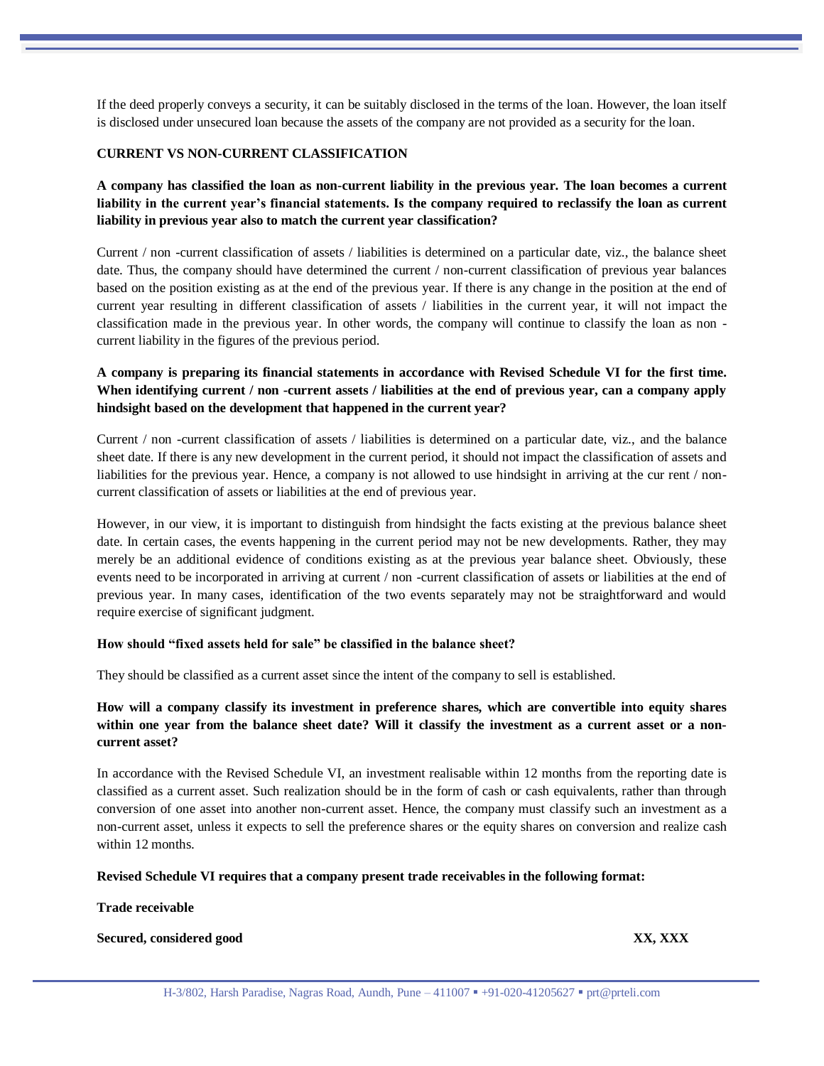If the deed properly conveys a security, it can be suitably disclosed in the terms of the loan. However, the loan itself is disclosed under unsecured loan because the assets of the company are not provided as a security for the loan.

## CURRENT VS NON-CURRENT CLASSIFICATION

**A company has classified the loan as non-current liability in the previous year. The loan becomes a current liability in the current year's financial statements. Is the company required to reclassify the loan as current liability in previous year also to match the current year classification?**

Current / non -current classification of assets / liabilities is determined on a particular date, viz., the balance sheet date. Thus, the company should have determined the current / non-current classification of previous year balances based on the position existing as at the end of the previous year. If there is any change in the position at the end of current year resulting in different classification of assets / liabilities in the current year, it will not impact the classification made in the previous year. In other words, the company will continue to classify the loan as non - current liability in the figures of the previous period.

**A company is preparing its financial statements in accordance with Revised Schedule VI for the first time. When identifying current / non -current assets / liabilities at the end of previous year, can a company apply hindsight based on the development that happened in the current year?**

Current / non -current classification of assets / liabilities is determined on a particular date, viz., and the balance sheet date. If there is any new development in the current period, it should not impact the classification of assets and liabilities for the previous year. Hence, a company is not allowed to use hindsight in arriving at the cur rent / non-current classification of assets or liabilities at the end of previous year.

However, in our view, it is important to distinguish from hindsight the facts existing at the previous balance sheet date. In certain cases, the events happening in the current period may not be new developments. Rather, they may merely be an additional evidence of conditions existing as at the previous year balance sheet. Obviously, these events need to be incorporated in arriving at current / non -current classification of assets or liabilities at the end of previous year. In many cases, identification of the two events separately may not be straightforward and would require exercise of significant judgment.

**How should "fixed assets held for sale" be classified in the balance sheet?**

They should be classified as a current asset since the intent of the company to sell is established.

**How will a company classify its investment in preference shares, which are convertible into equity shares within one year from the balance sheet date? Will it classify the investment as a current asset or a non-current asset?**

In accordance with the Revised Schedule VI, an investment realisable within 12 months from the reporting date is classified as a current asset. Such realization should be in the form of cash or cash equivalents, rather than through conversion of one asset into another non-current asset. Hence, the company must classify such an investment as a non-current asset, unless it expects to sell the preference shares or the equity shares on conversion and realize cash within 12 months.

**Revised Schedule VI requires that a company present trade receivables in the following format:**

**Trade receivable**

| | |
|---|---|
| **Secured, considered good** | **XX, XXX** |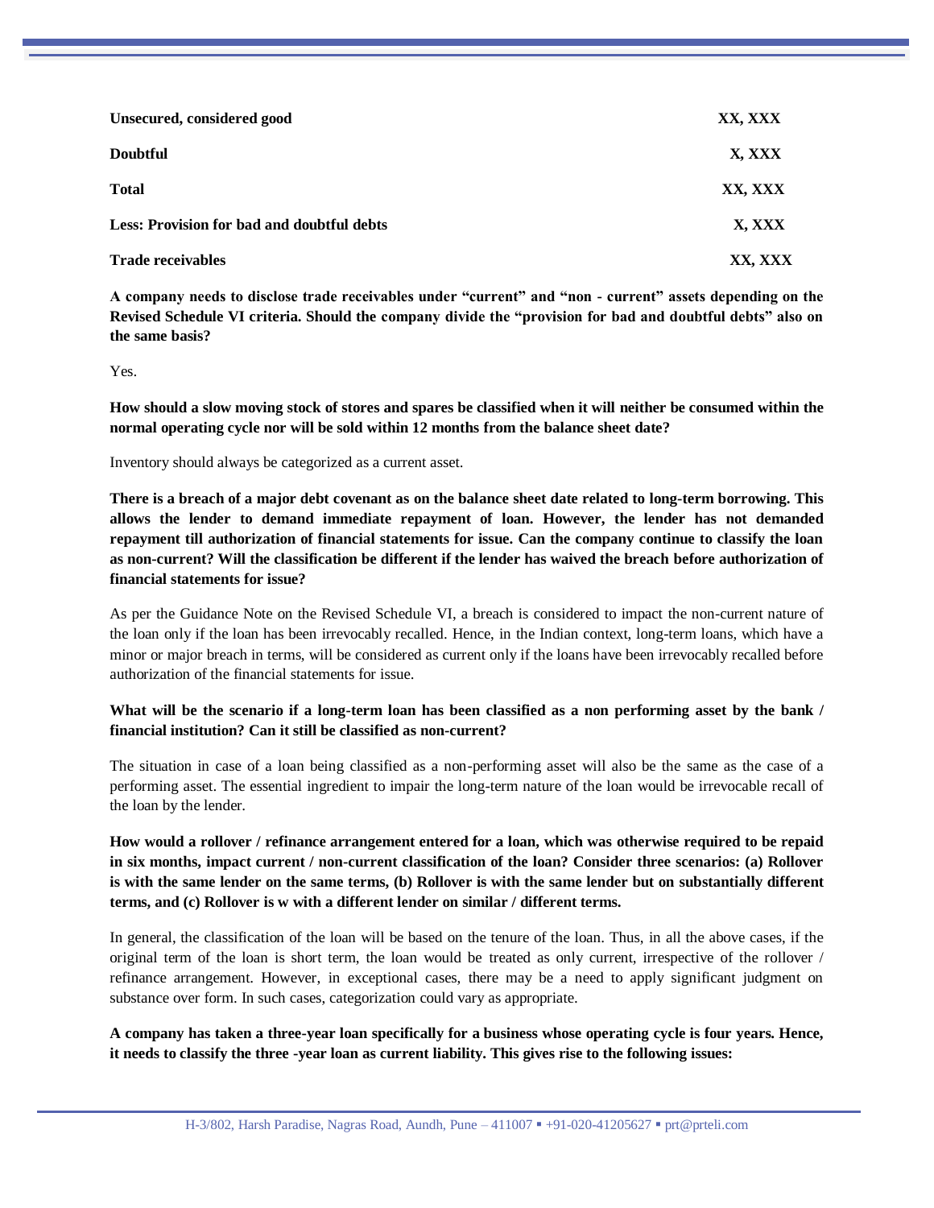| | |
|---|---|
| **Unsecured, considered good** | **XX, XXX** |
| **Doubtful** | **X, XXX** |
| **Total** | **XX, XXX** |
| **Less: Provision for bad and doubtful debts** | **X, XXX** |
| **Trade receivables** | **XX, XXX** |

**A company needs to disclose trade receivables under "current" and "non - current" assets depending on the Revised Schedule VI criteria. Should the company divide the "provision for bad and doubtful debts" also on the same basis?**

Yes.

**How should a slow moving stock of stores and spares be classified when it will neither be consumed within the normal operating cycle nor will be sold within 12 months from the balance sheet date?**

Inventory should always be categorized as a current asset.

**There is a breach of a major debt covenant as on the balance sheet date related to long-term borrowing. This allows the lender to demand immediate repayment of loan. However, the lender has not demanded repayment till authorization of financial statements for issue. Can the company continue to classify the loan as non-current? Will the classification be different if the lender has waived the breach before authorization of financial statements for issue?**

As per the Guidance Note on the Revised Schedule VI, a breach is considered to impact the non-current nature of the loan only if the loan has been irrevocably recalled. Hence, in the Indian context, long-term loans, which have a minor or major breach in terms, will be considered as current only if the loans have been irrevocably recalled before authorization of the financial statements for issue.

**What will be the scenario if a long-term loan has been classified as a non performing asset by the bank / financial institution? Can it still be classified as non-current?**

The situation in case of a loan being classified as a non-performing asset will also be the same as the case of a performing asset. The essential ingredient to impair the long-term nature of the loan would be irrevocable recall of the loan by the lender.

**How would a rollover / refinance arrangement entered for a loan, which was otherwise required to be repaid in six months, impact current / non-current classification of the loan? Consider three scenarios: (a) Rollover is with the same lender on the same terms, (b) Rollover is with the same lender but on substantially different terms, and (c) Rollover is w with a different lender on similar / different terms.**

In general, the classification of the loan will be based on the tenure of the loan. Thus, in all the above cases, if the original term of the loan is short term, the loan would be treated as only current, irrespective of the rollover / refinance arrangement. However, in exceptional cases, there may be a need to apply significant judgment on substance over form. In such cases, categorization could vary as appropriate.

**A company has taken a three-year loan specifically for a business whose operating cycle is four years. Hence, it needs to classify the three -year loan as current liability. This gives rise to the following issues:**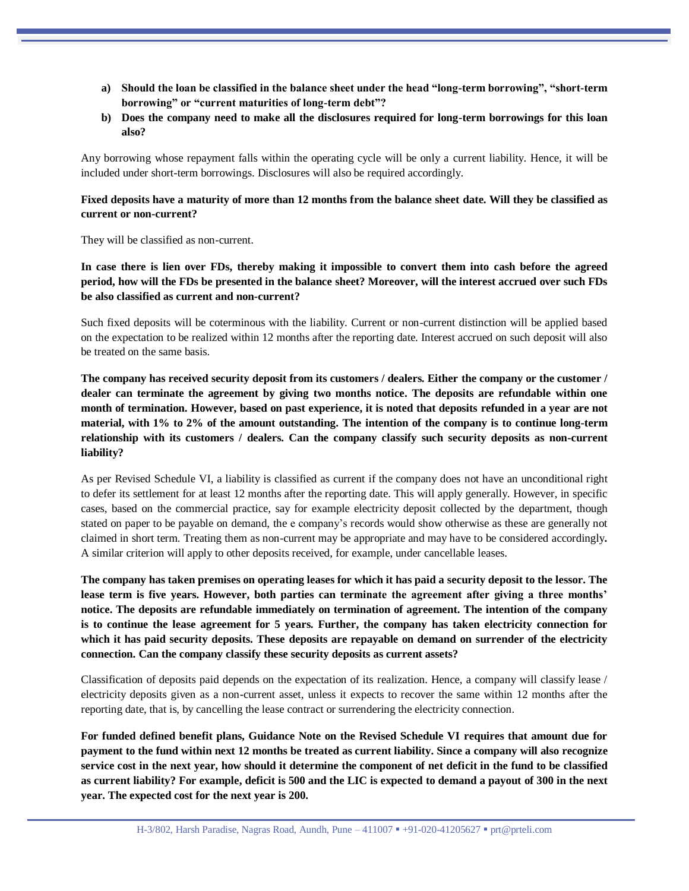a) **Should the loan be classified in the balance sheet under the head "long-term borrowing", "short-term borrowing" or "current maturities of long-term debt"?**
b) **Does the company need to make all the disclosures required for long-term borrowings for this loan also?**

Any borrowing whose repayment falls within the operating cycle will be only a current liability. Hence, it will be included under short-term borrowings. Disclosures will also be required accordingly.

**Fixed deposits have a maturity of more than 12 months from the balance sheet date. Will they be classified as current or non-current?**

They will be classified as non-current.

**In case there is lien over FDs, thereby making it impossible to convert them into cash before the agreed period, how will the FDs be presented in the balance sheet? Moreover, will the interest accrued over such FDs be also classified as current and non-current?**

Such fixed deposits will be coterminous with the liability. Current or non-current distinction will be applied based on the expectation to be realized within 12 months after the reporting date. Interest accrued on such deposit will also be treated on the same basis.

**The company has received security deposit from its customers / dealers. Either the company or the customer / dealer can terminate the agreement by giving two months notice. The deposits are refundable within one month of termination. However, based on past experience, it is noted that deposits refunded in a year are not material, with 1% to 2% of the amount outstanding. The intention of the company is to continue long-term relationship with its customers / dealers. Can the company classify such security deposits as non-current liability?**

As per Revised Schedule VI, a liability is classified as current if the company does not have an unconditional right to defer its settlement for at least 12 months after the reporting date. This will apply generally. However, in specific cases, based on the commercial practice, say for example electricity deposit collected by the department, though stated on paper to be payable on demand, the e company's records would show otherwise as these are generally not claimed in short term. Treating them as non-current may be appropriate and may have to be considered accordingly**.** A similar criterion will apply to other deposits received, for example, under cancellable leases.

**The company has taken premises on operating leases for which it has paid a security deposit to the lessor. The lease term is five years. However, both parties can terminate the agreement after giving a three months' notice. The deposits are refundable immediately on termination of agreement. The intention of the company is to continue the lease agreement for 5 years. Further, the company has taken electricity connection for which it has paid security deposits. These deposits are repayable on demand on surrender of the electricity connection. Can the company classify these security deposits as current assets?**

Classification of deposits paid depends on the expectation of its realization. Hence, a company will classify lease / electricity deposits given as a non-current asset, unless it expects to recover the same within 12 months after the reporting date, that is, by cancelling the lease contract or surrendering the electricity connection.

**For funded defined benefit plans, Guidance Note on the Revised Schedule VI requires that amount due for payment to the fund within next 12 months be treated as current liability. Since a company will also recognize service cost in the next year, how should it determine the component of net deficit in the fund to be classified as current liability? For example, deficit is 500 and the LIC is expected to demand a payout of 300 in the next year. The expected cost for the next year is 200.**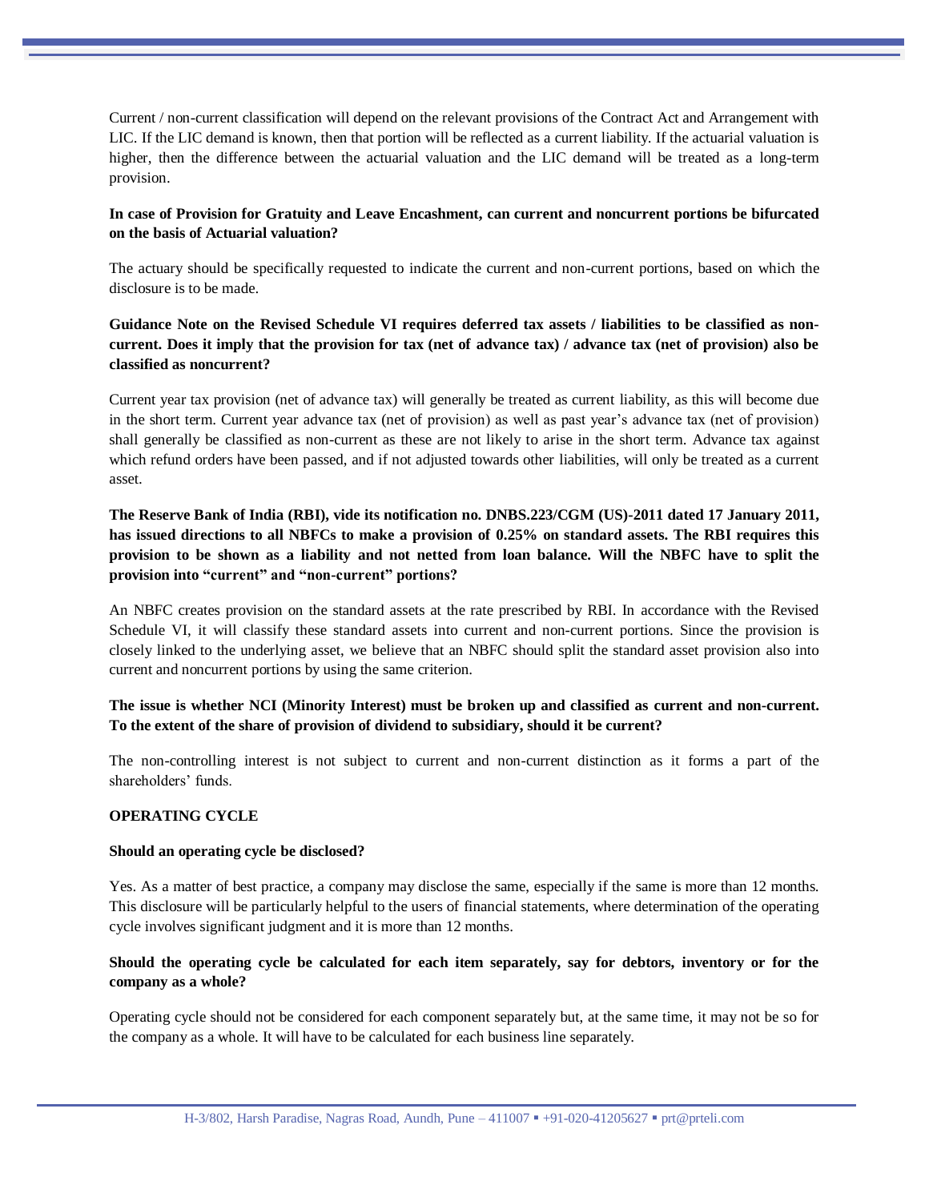Current / non-current classification will depend on the relevant provisions of the Contract Act and Arrangement with LIC. If the LIC demand is known, then that portion will be reflected as a current liability. If the actuarial valuation is higher, then the difference between the actuarial valuation and the LIC demand will be treated as a long-term provision.

**In case of Provision for Gratuity and Leave Encashment, can current and noncurrent portions be bifurcated on the basis of Actuarial valuation?**

The actuary should be specifically requested to indicate the current and non-current portions, based on which the disclosure is to be made.

**Guidance Note on the Revised Schedule VI requires deferred tax assets / liabilities to be classified as non-current. Does it imply that the provision for tax (net of advance tax) / advance tax (net of provision) also be classified as noncurrent?**

Current year tax provision (net of advance tax) will generally be treated as current liability, as this will become due in the short term. Current year advance tax (net of provision) as well as past year's advance tax (net of provision) shall generally be classified as non-current as these are not likely to arise in the short term. Advance tax against which refund orders have been passed, and if not adjusted towards other liabilities, will only be treated as a current asset.

**The Reserve Bank of India (RBI), vide its notification no. DNBS.223/CGM (US)-2011 dated 17 January 2011, has issued directions to all NBFCs to make a provision of 0.25% on standard assets. The RBI requires this provision to be shown as a liability and not netted from loan balance. Will the NBFC have to split the provision into "current" and "non-current" portions?**

An NBFC creates provision on the standard assets at the rate prescribed by RBI. In accordance with the Revised Schedule VI, it will classify these standard assets into current and non-current portions. Since the provision is closely linked to the underlying asset, we believe that an NBFC should split the standard asset provision also into current and noncurrent portions by using the same criterion.

**The issue is whether NCI (Minority Interest) must be broken up and classified as current and non-current. To the extent of the share of provision of dividend to subsidiary, should it be current?**

The non-controlling interest is not subject to current and non-current distinction as it forms a part of the shareholders' funds.

**OPERATING CYCLE**

**Should an operating cycle be disclosed?**

Yes. As a matter of best practice, a company may disclose the same, especially if the same is more than 12 months. This disclosure will be particularly helpful to the users of financial statements, where determination of the operating cycle involves significant judgment and it is more than 12 months.

**Should the operating cycle be calculated for each item separately, say for debtors, inventory or for the company as a whole?**

Operating cycle should not be considered for each component separately but, at the same time, it may not be so for the company as a whole. It will have to be calculated for each business line separately.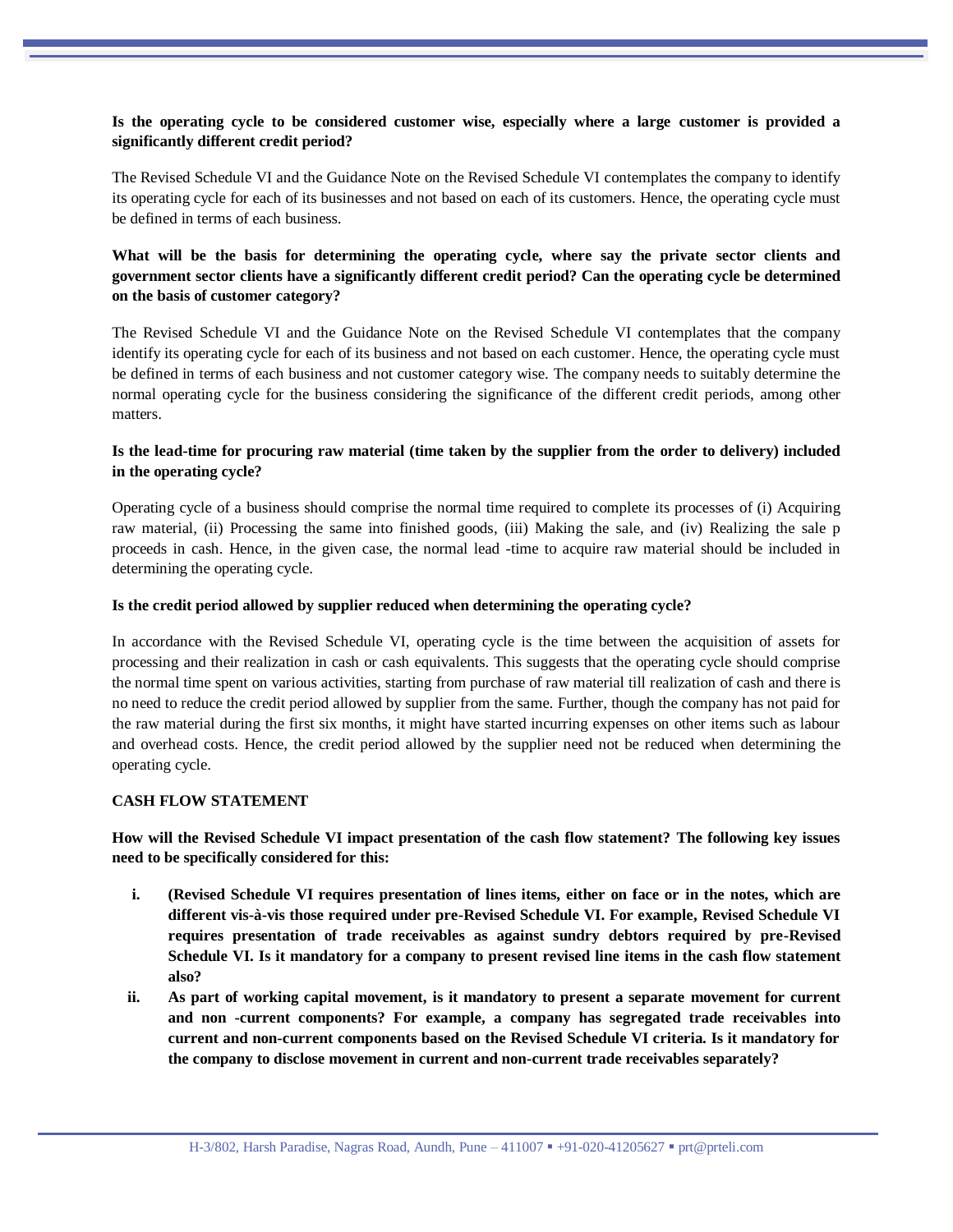**Is the operating cycle to be considered customer wise, especially where a large customer is provided a significantly different credit period?**

The Revised Schedule VI and the Guidance Note on the Revised Schedule VI contemplates the company to identify its operating cycle for each of its businesses and not based on each of its customers. Hence, the operating cycle must be defined in terms of each business.

**What will be the basis for determining the operating cycle, where say the private sector clients and government sector clients have a significantly different credit period? Can the operating cycle be determined on the basis of customer category?**

The Revised Schedule VI and the Guidance Note on the Revised Schedule VI contemplates that the company identify its operating cycle for each of its business and not based on each customer. Hence, the operating cycle must be defined in terms of each business and not customer category wise. The company needs to suitably determine the normal operating cycle for the business considering the significance of the different credit periods, among other matters.

**Is the lead-time for procuring raw material (time taken by the supplier from the order to delivery) included in the operating cycle?**

Operating cycle of a business should comprise the normal time required to complete its processes of (i) Acquiring raw material, (ii) Processing the same into finished goods, (iii) Making the sale, and (iv) Realizing the sale p proceeds in cash. Hence, in the given case, the normal lead -time to acquire raw material should be included in determining the operating cycle.

**Is the credit period allowed by supplier reduced when determining the operating cycle?**

In accordance with the Revised Schedule VI, operating cycle is the time between the acquisition of assets for processing and their realization in cash or cash equivalents. This suggests that the operating cycle should comprise the normal time spent on various activities, starting from purchase of raw material till realization of cash and there is no need to reduce the credit period allowed by supplier from the same. Further, though the company has not paid for the raw material during the first six months, it might have started incurring expenses on other items such as labour and overhead costs. Hence, the credit period allowed by the supplier need not be reduced when determining the operating cycle.

**CASH FLOW STATEMENT**

**How will the Revised Schedule VI impact presentation of the cash flow statement? The following key issues need to be specifically considered for this:**

i. **(Revised Schedule VI requires presentation of lines items, either on face or in the notes, which are different vis-à-vis those required under pre-Revised Schedule VI. For example, Revised Schedule VI requires presentation of trade receivables as against sundry debtors required by pre-Revised Schedule VI. Is it mandatory for a company to present revised line items in the cash flow statement also?**
ii. **As part of working capital movement, is it mandatory to present a separate movement for current and non -current components? For example, a company has segregated trade receivables into current and non-current components based on the Revised Schedule VI criteria. Is it mandatory for the company to disclose movement in current and non-current trade receivables separately?**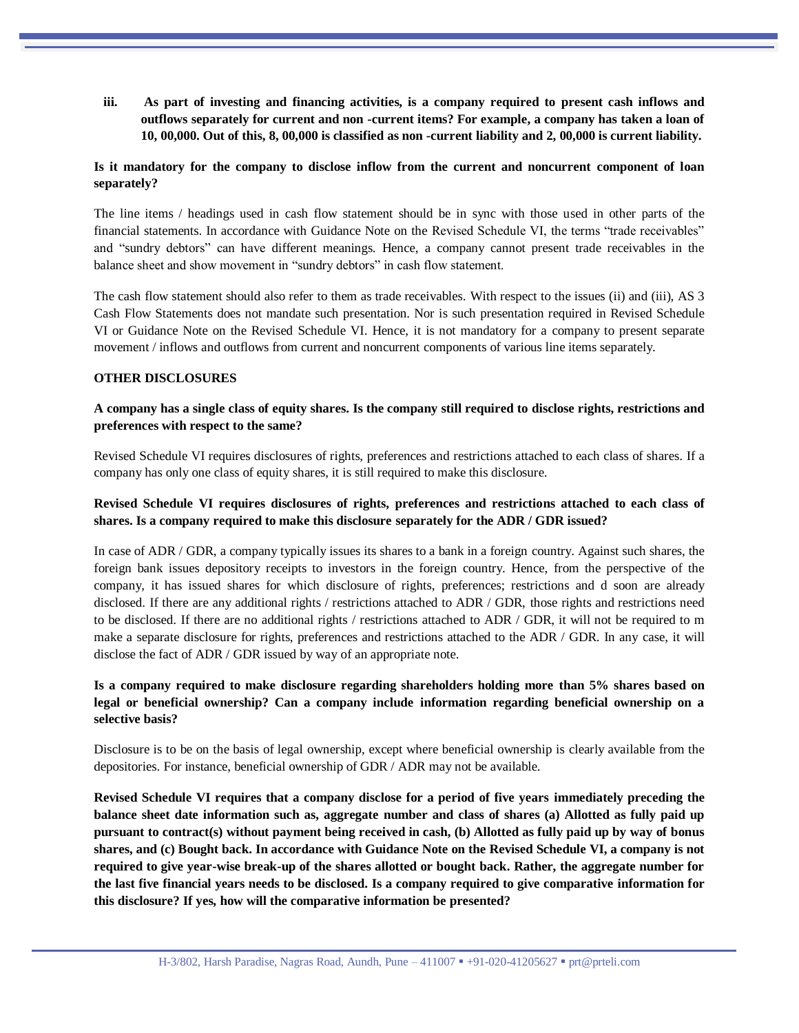iii. **As part of investing and financing activities, is a company required to present cash inflows and outflows separately for current and non -current items? For example, a company has taken a loan of 10, 00,000. Out of this, 8, 00,000 is classified as non -current liability and 2, 00,000 is current liability.**

**Is it mandatory for the company to disclose inflow from the current and noncurrent component of loan separately?**

The line items / headings used in cash flow statement should be in sync with those used in other parts of the financial statements. In accordance with Guidance Note on the Revised Schedule VI, the terms "trade receivables" and "sundry debtors" can have different meanings. Hence, a company cannot present trade receivables in the balance sheet and show movement in "sundry debtors" in cash flow statement.

The cash flow statement should also refer to them as trade receivables. With respect to the issues (ii) and (iii), AS 3 Cash Flow Statements does not mandate such presentation. Nor is such presentation required in Revised Schedule VI or Guidance Note on the Revised Schedule VI. Hence, it is not mandatory for a company to present separate movement / inflows and outflows from current and noncurrent components of various line items separately.

**OTHER DISCLOSURES**

**A company has a single class of equity shares. Is the company still required to disclose rights, restrictions and preferences with respect to the same?**

Revised Schedule VI requires disclosures of rights, preferences and restrictions attached to each class of shares. If a company has only one class of equity shares, it is still required to make this disclosure.

**Revised Schedule VI requires disclosures of rights, preferences and restrictions attached to each class of shares. Is a company required to make this disclosure separately for the ADR / GDR issued?**

In case of ADR / GDR, a company typically issues its shares to a bank in a foreign country. Against such shares, the foreign bank issues depository receipts to investors in the foreign country. Hence, from the perspective of the company, it has issued shares for which disclosure of rights, preferences; restrictions and d soon are already disclosed. If there are any additional rights / restrictions attached to ADR / GDR, those rights and restrictions need to be disclosed. If there are no additional rights / restrictions attached to ADR / GDR, it will not be required to m make a separate disclosure for rights, preferences and restrictions attached to the ADR / GDR. In any case, it will disclose the fact of ADR / GDR issued by way of an appropriate note.

**Is a company required to make disclosure regarding shareholders holding more than 5% shares based on legal or beneficial ownership? Can a company include information regarding beneficial ownership on a selective basis?**

Disclosure is to be on the basis of legal ownership, except where beneficial ownership is clearly available from the depositories. For instance, beneficial ownership of GDR / ADR may not be available.

**Revised Schedule VI requires that a company disclose for a period of five years immediately preceding the balance sheet date information such as, aggregate number and class of shares (a) Allotted as fully paid up pursuant to contract(s) without payment being received in cash, (b) Allotted as fully paid up by way of bonus shares, and (c) Bought back. In accordance with Guidance Note on the Revised Schedule VI, a company is not required to give year-wise break-up of the shares allotted or bought back. Rather, the aggregate number for the last five financial years needs to be disclosed. Is a company required to give comparative information for this disclosure? If yes, how will the comparative information be presented?**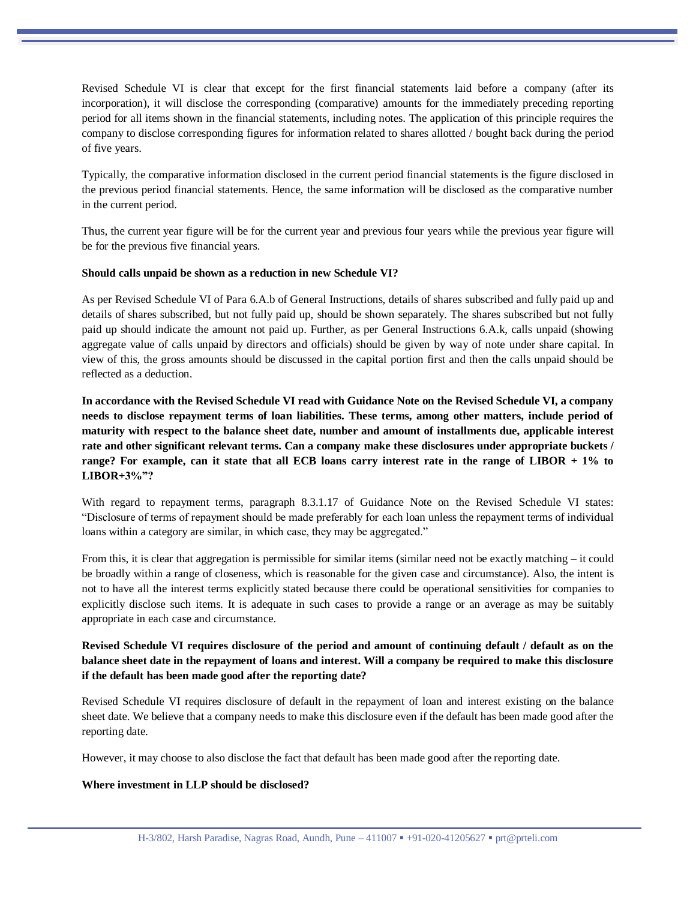Revised Schedule VI is clear that except for the first financial statements laid before a company (after its incorporation), it will disclose the corresponding (comparative) amounts for the immediately preceding reporting period for all items shown in the financial statements, including notes. The application of this principle requires the company to disclose corresponding figures for information related to shares allotted / bought back during the period of five years.

Typically, the comparative information disclosed in the current period financial statements is the figure disclosed in the previous period financial statements. Hence, the same information will be disclosed as the comparative number in the current period.

Thus, the current year figure will be for the current year and previous four years while the previous year figure will be for the previous five financial years.

**Should calls unpaid be shown as a reduction in new Schedule VI?**

As per Revised Schedule VI of Para 6.A.b of General Instructions, details of shares subscribed and fully paid up and details of shares subscribed, but not fully paid up, should be shown separately. The shares subscribed but not fully paid up should indicate the amount not paid up. Further, as per General Instructions 6.A.k, calls unpaid (showing aggregate value of calls unpaid by directors and officials) should be given by way of note under share capital. In view of this, the gross amounts should be discussed in the capital portion first and then the calls unpaid should be reflected as a deduction.

**In accordance with the Revised Schedule VI read with Guidance Note on the Revised Schedule VI, a company needs to disclose repayment terms of loan liabilities. These terms, among other matters, include period of maturity with respect to the balance sheet date, number and amount of installments due, applicable interest rate and other significant relevant terms. Can a company make these disclosures under appropriate buckets / range? For example, can it state that all ECB loans carry interest rate in the range of LIBOR + 1% to LIBOR+3%"?**

With regard to repayment terms, paragraph 8.3.1.17 of Guidance Note on the Revised Schedule VI states: "Disclosure of terms of repayment should be made preferably for each loan unless the repayment terms of individual loans within a category are similar, in which case, they may be aggregated."

From this, it is clear that aggregation is permissible for similar items (similar need not be exactly matching – it could be broadly within a range of closeness, which is reasonable for the given case and circumstance). Also, the intent is not to have all the interest terms explicitly stated because there could be operational sensitivities for companies to explicitly disclose such items. It is adequate in such cases to provide a range or an average as may be suitably appropriate in each case and circumstance.

**Revised Schedule VI requires disclosure of the period and amount of continuing default / default as on the balance sheet date in the repayment of loans and interest. Will a company be required to make this disclosure if the default has been made good after the reporting date?**

Revised Schedule VI requires disclosure of default in the repayment of loan and interest existing on the balance sheet date. We believe that a company needs to make this disclosure even if the default has been made good after the reporting date.

However, it may choose to also disclose the fact that default has been made good after the reporting date.

**Where investment in LLP should be disclosed?**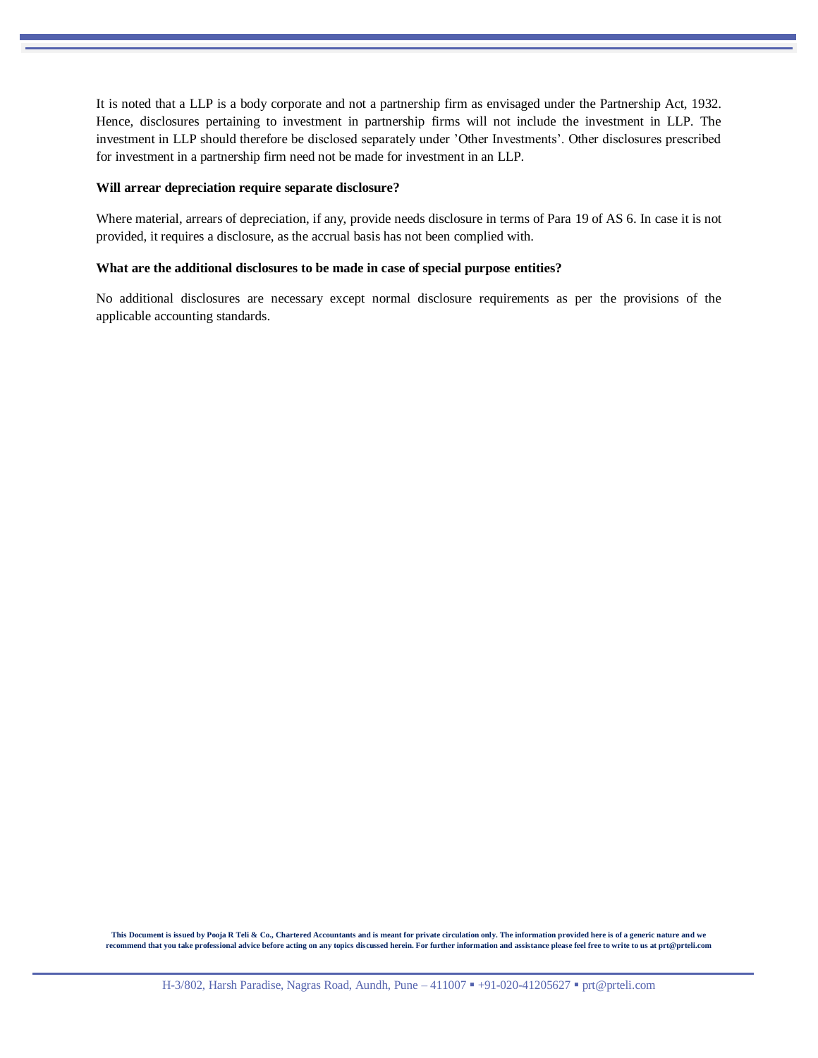It is noted that a LLP is a body corporate and not a partnership firm as envisaged under the Partnership Act, 1932. Hence, disclosures pertaining to investment in partnership firms will not include the investment in LLP. The investment in LLP should therefore be disclosed separately under 'Other Investments'. Other disclosures prescribed for investment in a partnership firm need not be made for investment in an LLP.

**Will arrear depreciation require separate disclosure?**

Where material, arrears of depreciation, if any, provide needs disclosure in terms of Para 19 of AS 6. In case it is not provided, it requires a disclosure, as the accrual basis has not been complied with.

**What are the additional disclosures to be made in case of special purpose entities?**

No additional disclosures are necessary except normal disclosure requirements as per the provisions of the applicable accounting standards.

**This Document is issued by Pooja R Teli & Co., Chartered Accountants and is meant for private circulation only. The information provided here is of a generic nature and we recommend that you take professional advice before acting on any topics discussed herein. For further information and assistance please feel free to write to us at prt@prteli.com**

H-3/802, Harsh Paradise, Nagras Road, Aundh, Pune – 411007 ▪ +91-020-41205627 ▪ prt@prteli.com